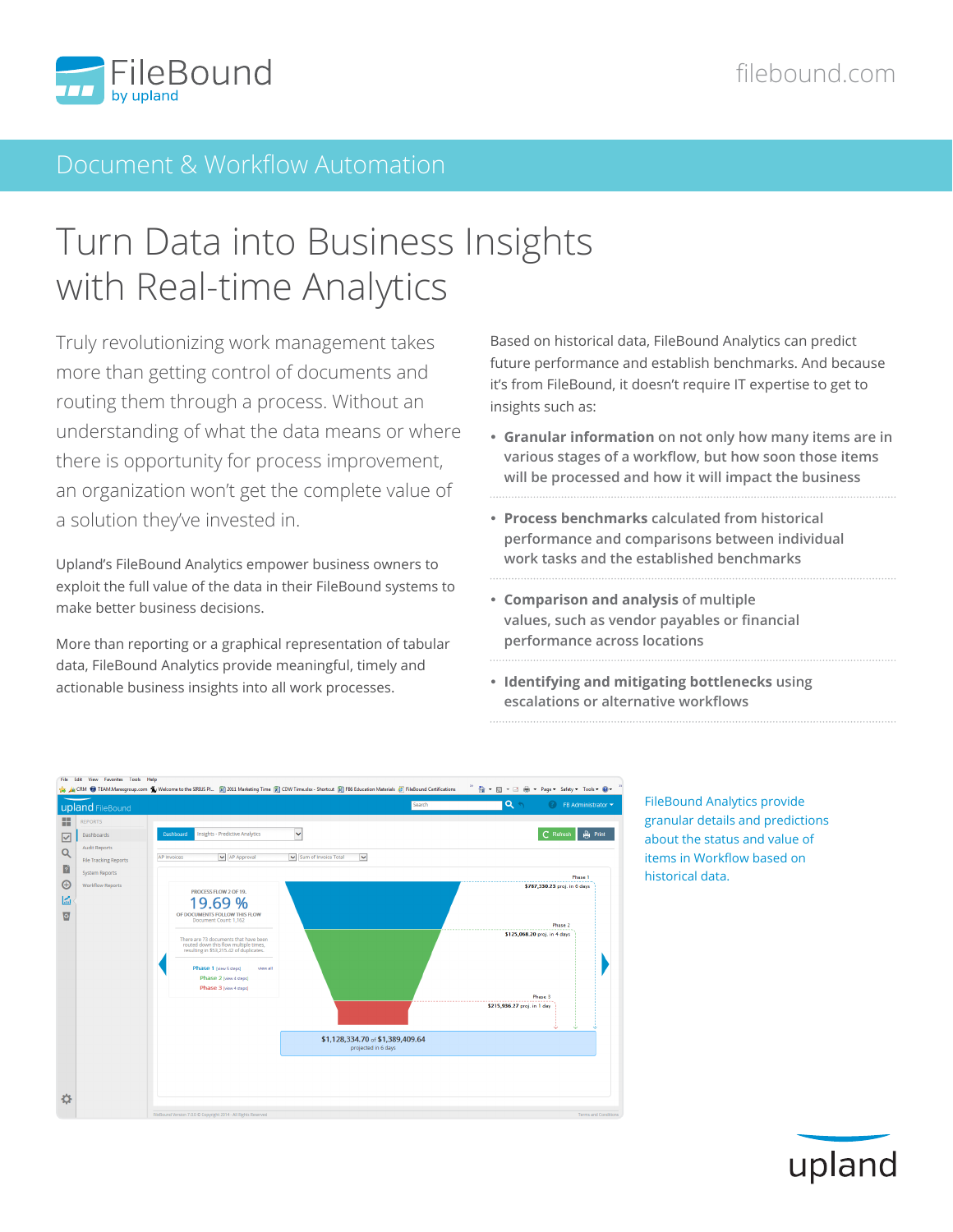FileBound by upland

filebound.com

Document & Workflow Automation

# Turn Data into Business Insights with Real-time Analytics

Truly revolutionizing work management takes more than getting control of documents and routing them through a process. Without an understanding of what the data means or where there is opportunity for process improvement, an organization won't get the complete value of a solution they've invested in.

Upland's FileBound Analytics empower business owners to exploit the full value of the data in their FileBound systems to make better business decisions.

More than reporting or a graphical representation of tabular data, FileBound Analytics provide meaningful, timely and actionable business insights into all work processes.

Based on historical data, FileBound Analytics can predict future performance and establish benchmarks. And because it's from FileBound, it doesn't require IT expertise to get to insights such as:

- **Granular information** on not only how many items are in various stages of a workflow, but how soon those items will be processed and how it will impact the business
- **Process benchmarks** calculated from historical performance and comparisons between individual work tasks and the established benchmarks
- **Comparison and analysis** of multiple values, such as vendor payables or financial performance across locations
- **Identifying and mitigating bottlenecks** using escalations or alternative workflows

FileBound Analytics provide granular details and predictions about the status and value of items in Workflow based on historical data.

upland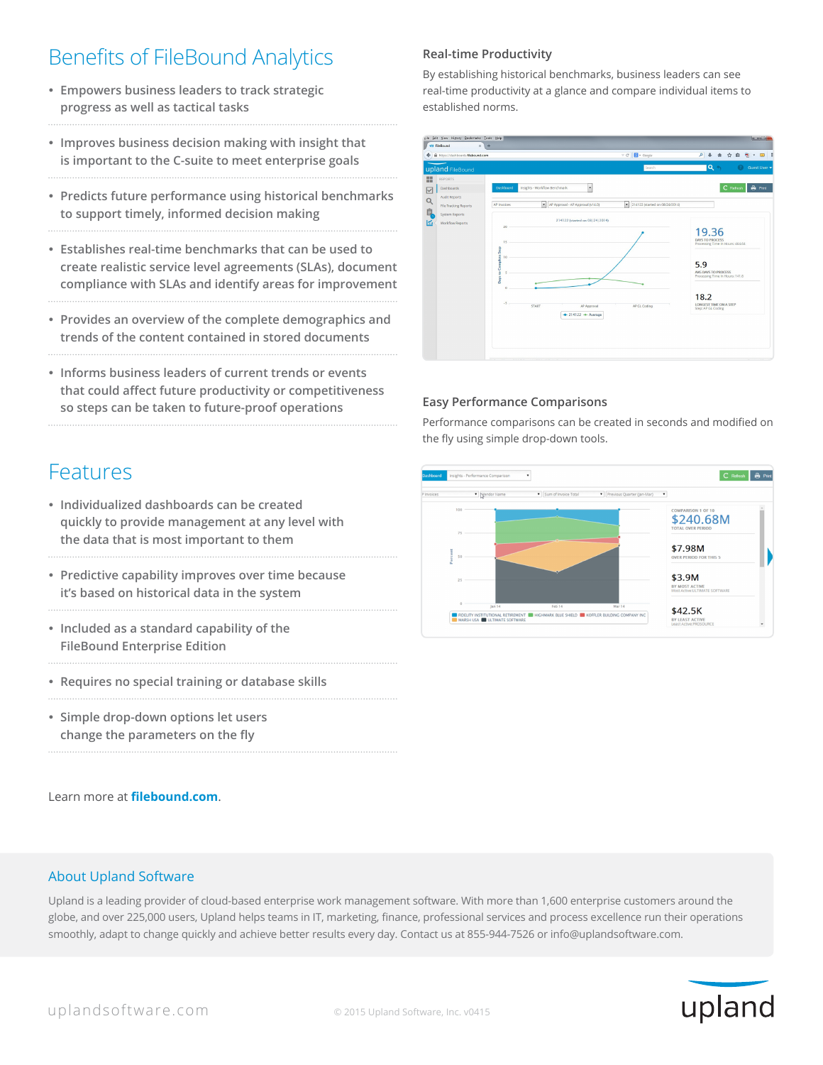# Benefits of FileBound Analytics

- Empowers business leaders to track strategic progress as well as tactical tasks
- Improves business decision making with insight that is important to the C-suite to meet enterprise goals
- Predicts future performance using historical benchmarks to support timely, informed decision making
- Establishes real-time benchmarks that can be used to create realistic service level agreements (SLAs), document compliance with SLAs and identify areas for improvement
- Provides an overview of the complete demographics and trends of the content contained in stored documents
- Informs business leaders of current trends or events that could affect future productivity or competitiveness so steps can be taken to future-proof operations

# Features

- Individualized dashboards can be created quickly to provide management at any level with the data that is most important to them
- Predictive capability improves over time because it's based on historical data in the system
- Included as a standard capability of the FileBound Enterprise Edition
- Requires no special training or database skills
- Simple drop-down options let users change the parameters on the fly

Learn more at **filebound.com**.

### Real-time Productivity

By establishing historical benchmarks, business leaders can see real-time productivity at a glance and compare individual items to established norms.

### Easy Performance Comparisons

Performance comparisons can be created in seconds and modified on the fly using simple drop-down tools.

## About Upland Software

Upland is a leading provider of cloud-based enterprise work management software. With more than 1,600 enterprise customers around the globe, and over 225,000 users, Upland helps teams in IT, marketing, finance, professional services and process excellence run their operations smoothly, adapt to change quickly and achieve better results every day. Contact us at 855-944-7526 or info@uplandsoftware.com.

uplandsoftware.com

© 2015 Upland Software, Inc. v0415

upland